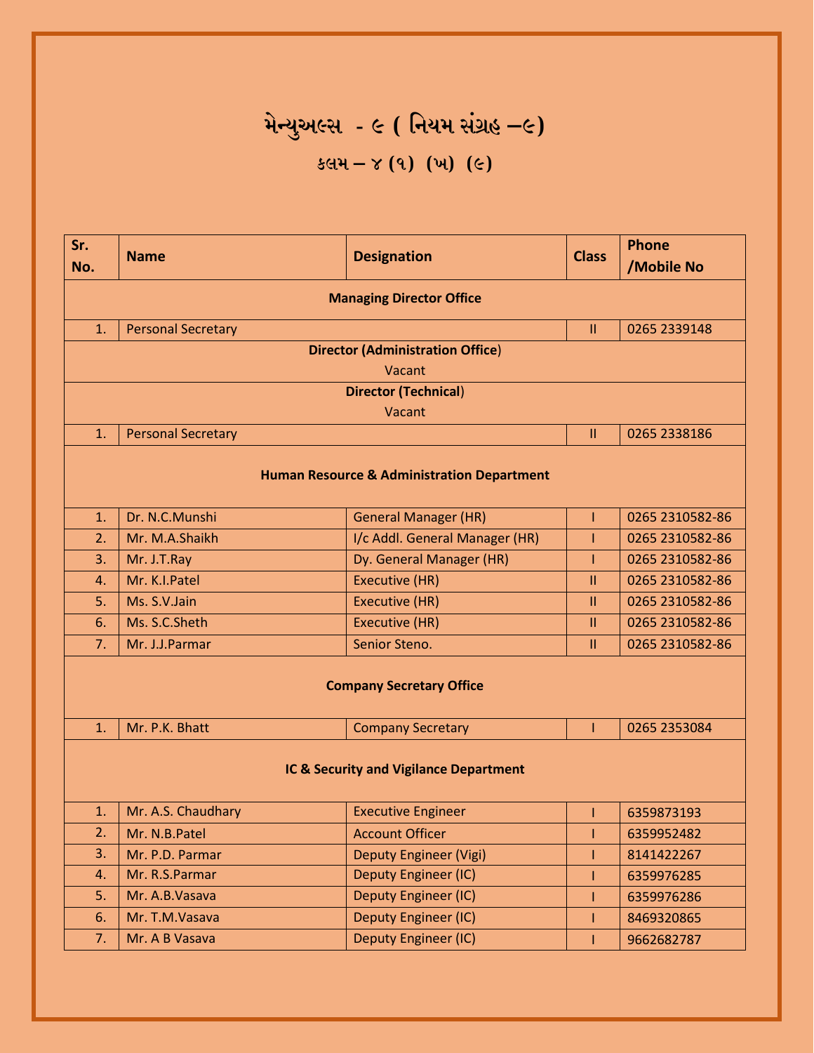# મેન્યુઅલ્સ - ૯ ( નિયમ સંગ્રહ –૯)

## કલમ – ૪ (૧) (ખ) (૯)

| Sr. No. | Name | Designation | Class | Phone /Mobile No |
|---|---|---|---|---|
| **Managing Director Office** | | | | |
| 1. | Personal Secretary | | II | 0265 2339148 |
| **Director (Administration Office)** Vacant | | | | |
| **Director (Technical)** Vacant | | | | |
| 1. | Personal Secretary | | II | 0265 2338186 |
| **Human Resource & Administration Department** | | | | |
| 1. | Dr. N.C.Munshi | General Manager (HR) | I | 0265 2310582-86 |
| 2. | Mr. M.A.Shaikh | I/c Addl. General Manager (HR) | I | 0265 2310582-86 |
| 3. | Mr. J.T.Ray | Dy. General Manager (HR) | I | 0265 2310582-86 |
| 4. | Mr. K.I.Patel | Executive (HR) | II | 0265 2310582-86 |
| 5. | Ms. S.V.Jain | Executive (HR) | II | 0265 2310582-86 |
| 6. | Ms. S.C.Sheth | Executive (HR) | II | 0265 2310582-86 |
| 7. | Mr. J.J.Parmar | Senior Steno. | II | 0265 2310582-86 |
| **Company Secretary Office** | | | | |
| 1. | Mr. P.K. Bhatt | Company Secretary | I | 0265 2353084 |
| **IC & Security and Vigilance Department** | | | | |
| 1. | Mr. A.S. Chaudhary | Executive Engineer | I | 6359873193 |
| 2. | Mr. N.B.Patel | Account Officer | I | 6359952482 |
| 3. | Mr. P.D. Parmar | Deputy Engineer (Vigi) | I | 8141422267 |
| 4. | Mr. R.S.Parmar | Deputy Engineer (IC) | I | 6359976285 |
| 5. | Mr. A.B.Vasava | Deputy Engineer (IC) | I | 6359976286 |
| 6. | Mr. T.M.Vasava | Deputy Engineer (IC) | I | 8469320865 |
| 7. | Mr. A B Vasava | Deputy Engineer (IC) | I | 9662682787 |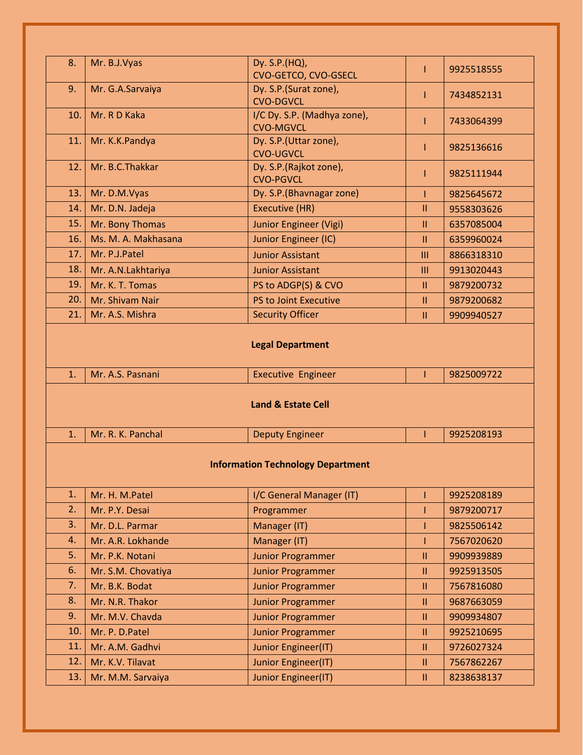| | | | | |
|---|---|---|---|---|
| 8. | Mr. B.J.Vyas | Dy. S.P.(HQ), CVO-GETCO, CVO-GSECL | I | 9925518555 |
| 9. | Mr. G.A.Sarvaiya | Dy. S.P.(Surat zone), CVO-DGVCL | I | 7434852131 |
| 10. | Mr. R D Kaka | I/C Dy. S.P. (Madhya zone), CVO-MGVCL | I | 7433064399 |
| 11. | Mr. K.K.Pandya | Dy. S.P.(Uttar zone), CVO-UGVCL | I | 9825136616 |
| 12. | Mr. B.C.Thakkar | Dy. S.P.(Rajkot zone), CVO-PGVCL | I | 9825111944 |
| 13. | Mr. D.M.Vyas | Dy. S.P.(Bhavnagar zone) | I | 9825645672 |
| 14. | Mr. D.N. Jadeja | Executive (HR) | II | 9558303626 |
| 15. | Mr. Bony Thomas | Junior Engineer (Vigi) | II | 6357085004 |
| 16. | Ms. M. A. Makhasana | Junior Engineer (IC) | II | 6359960024 |
| 17. | Mr. P.J.Patel | Junior Assistant | III | 8866318310 |
| 18. | Mr. A.N.Lakhtariya | Junior Assistant | III | 9913020443 |
| 19. | Mr. K. T. Tomas | PS to ADGP(S) & CVO | II | 9879200732 |
| 20. | Mr. Shivam Nair | PS to Joint Executive | II | 9879200682 |
| 21. | Mr. A.S. Mishra | Security Officer | II | 9909940527 |
| | | **Legal Department** | | |
| 1. | Mr. A.S. Pasnani | Executive Engineer | I | 9825009722 |
| | | **Land & Estate Cell** | | |
| 1. | Mr. R. K. Panchal | Deputy Engineer | I | 9925208193 |
| | | **Information Technology Department** | | |
| 1. | Mr. H. M.Patel | I/C General Manager (IT) | I | 9925208189 |
| 2. | Mr. P.Y. Desai | Programmer | I | 9879200717 |
| 3. | Mr. D.L. Parmar | Manager (IT) | I | 9825506142 |
| 4. | Mr. A.R. Lokhande | Manager (IT) | I | 7567020620 |
| 5. | Mr. P.K. Notani | Junior Programmer | II | 9909939889 |
| 6. | Mr. S.M. Chovatiya | Junior Programmer | II | 9925913505 |
| 7. | Mr. B.K. Bodat | Junior Programmer | II | 7567816080 |
| 8. | Mr. N.R. Thakor | Junior Programmer | II | 9687663059 |
| 9. | Mr. M.V. Chavda | Junior Programmer | II | 9909934807 |
| 10. | Mr. P. D.Patel | Junior Programmer | II | 9925210695 |
| 11. | Mr. A.M. Gadhvi | Junior Engineer(IT) | II | 9726027324 |
| 12. | Mr. K.V. Tilavat | Junior Engineer(IT) | II | 7567862267 |
| 13. | Mr. M.M. Sarvaiya | Junior Engineer(IT) | II | 8238638137 |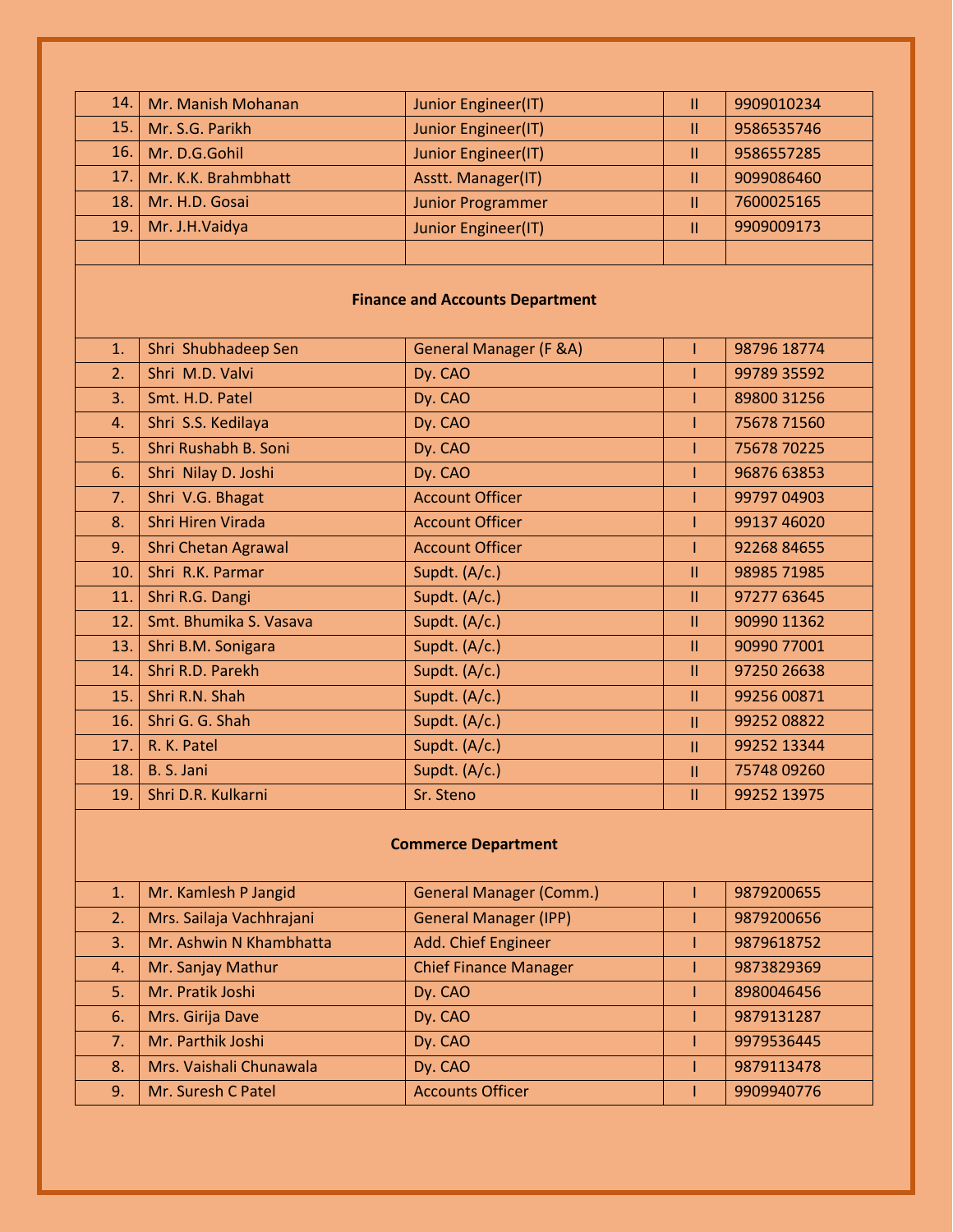| | | | | |
|---|---|---|---|---|
| 14. | Mr. Manish Mohanan | Junior Engineer(IT) | II | 9909010234 |
| 15. | Mr. S.G. Parikh | Junior Engineer(IT) | II | 9586535746 |
| 16. | Mr. D.G.Gohil | Junior Engineer(IT) | II | 9586557285 |
| 17. | Mr. K.K. Brahmbhatt | Asstt. Manager(IT) | II | 9099086460 |
| 18. | Mr. H.D. Gosai | Junior Programmer | II | 7600025165 |
| 19. | Mr. J.H.Vaidya | Junior Engineer(IT) | II | 9909009173 |
| | | | | |
| **Finance and Accounts Department** | | | | |
| 1. | Shri Shubhadeep Sen | General Manager (F &A) | I | 98796 18774 |
| 2. | Shri M.D. Valvi | Dy. CAO | I | 99789 35592 |
| 3. | Smt. H.D. Patel | Dy. CAO | I | 89800 31256 |
| 4. | Shri S.S. Kedilaya | Dy. CAO | I | 75678 71560 |
| 5. | Shri Rushabh B. Soni | Dy. CAO | I | 75678 70225 |
| 6. | Shri Nilay D. Joshi | Dy. CAO | I | 96876 63853 |
| 7. | Shri V.G. Bhagat | Account Officer | I | 99797 04903 |
| 8. | Shri Hiren Virada | Account Officer | I | 99137 46020 |
| 9. | Shri Chetan Agrawal | Account Officer | I | 92268 84655 |
| 10. | Shri R.K. Parmar | Supdt. (A/c.) | II | 98985 71985 |
| 11. | Shri R.G. Dangi | Supdt. (A/c.) | II | 97277 63645 |
| 12. | Smt. Bhumika S. Vasava | Supdt. (A/c.) | II | 90990 11362 |
| 13. | Shri B.M. Sonigara | Supdt. (A/c.) | II | 90990 77001 |
| 14. | Shri R.D. Parekh | Supdt. (A/c.) | II | 97250 26638 |
| 15. | Shri R.N. Shah | Supdt. (A/c.) | II | 99256 00871 |
| 16. | Shri G. G. Shah | Supdt. (A/c.) | II | 99252 08822 |
| 17. | R. K. Patel | Supdt. (A/c.) | II | 99252 13344 |
| 18. | B. S. Jani | Supdt. (A/c.) | II | 75748 09260 |
| 19. | Shri D.R. Kulkarni | Sr. Steno | II | 99252 13975 |
| **Commerce Department** | | | | |
| 1. | Mr. Kamlesh P Jangid | General Manager (Comm.) | I | 9879200655 |
| 2. | Mrs. Sailaja Vachhrajani | General Manager (IPP) | I | 9879200656 |
| 3. | Mr. Ashwin N Khambhatta | Add. Chief Engineer | I | 9879618752 |
| 4. | Mr. Sanjay Mathur | Chief Finance Manager | I | 9873829369 |
| 5. | Mr. Pratik Joshi | Dy. CAO | I | 8980046456 |
| 6. | Mrs. Girija Dave | Dy. CAO | I | 9879131287 |
| 7. | Mr. Parthik Joshi | Dy. CAO | I | 9979536445 |
| 8. | Mrs. Vaishali Chunawala | Dy. CAO | I | 9879113478 |
| 9. | Mr. Suresh C Patel | Accounts Officer | I | 9909940776 |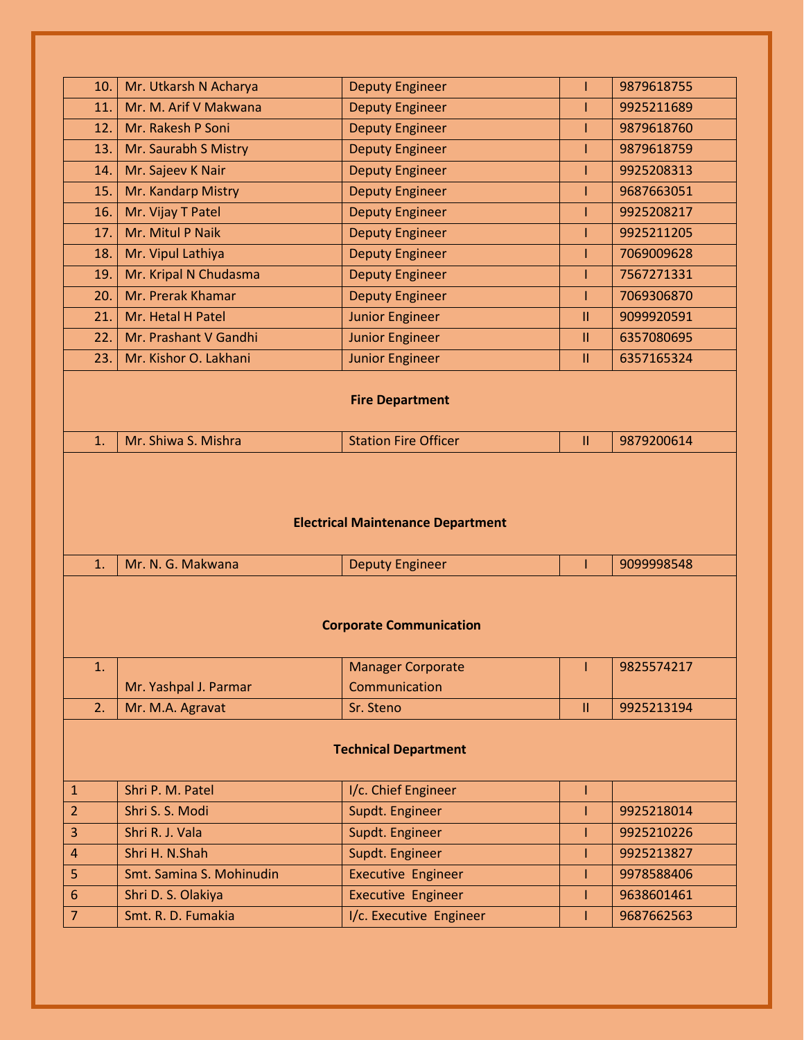| | | | | |
|---|---|---|---|---|
| 10. | Mr. Utkarsh N Acharya | Deputy Engineer | I | 9879618755 |
| 11. | Mr. M. Arif V Makwana | Deputy Engineer | I | 9925211689 |
| 12. | Mr. Rakesh P Soni | Deputy Engineer | I | 9879618760 |
| 13. | Mr. Saurabh S Mistry | Deputy Engineer | I | 9879618759 |
| 14. | Mr. Sajeev K Nair | Deputy Engineer | I | 9925208313 |
| 15. | Mr. Kandarp Mistry | Deputy Engineer | I | 9687663051 |
| 16. | Mr. Vijay T Patel | Deputy Engineer | I | 9925208217 |
| 17. | Mr. Mitul P Naik | Deputy Engineer | I | 9925211205 |
| 18. | Mr. Vipul Lathiya | Deputy Engineer | I | 7069009628 |
| 19. | Mr. Kripal N Chudasma | Deputy Engineer | I | 7567271331 |
| 20. | Mr. Prerak Khamar | Deputy Engineer | I | 7069306870 |
| 21. | Mr. Hetal H Patel | Junior Engineer | II | 9099920591 |
| 22. | Mr. Prashant V Gandhi | Junior Engineer | II | 6357080695 |
| 23. | Mr. Kishor O. Lakhani | Junior Engineer | II | 6357165324 |
| | **Fire Department** | | | |
| 1. | Mr. Shiwa S. Mishra | Station Fire Officer | II | 9879200614 |
| | **Electrical Maintenance Department** | | | |
| 1. | Mr. N. G. Makwana | Deputy Engineer | I | 9099998548 |
| | **Corporate Communication** | | | |
| 1. | Mr. Yashpal J. Parmar | Manager Corporate Communication | I | 9825574217 |
| 2. | Mr. M.A. Agravat | Sr. Steno | II | 9925213194 |
| | **Technical Department** | | | |
| 1 | Shri P. M. Patel | I/c. Chief Engineer | I | |
| 2 | Shri S. S. Modi | Supdt. Engineer | I | 9925218014 |
| 3 | Shri R. J. Vala | Supdt. Engineer | I | 9925210226 |
| 4 | Shri H. N.Shah | Supdt. Engineer | I | 9925213827 |
| 5 | Smt. Samina S. Mohinudin | Executive Engineer | I | 9978588406 |
| 6 | Shri D. S. Olakiya | Executive Engineer | I | 9638601461 |
| 7 | Smt. R. D. Fumakia | I/c. Executive Engineer | I | 9687662563 |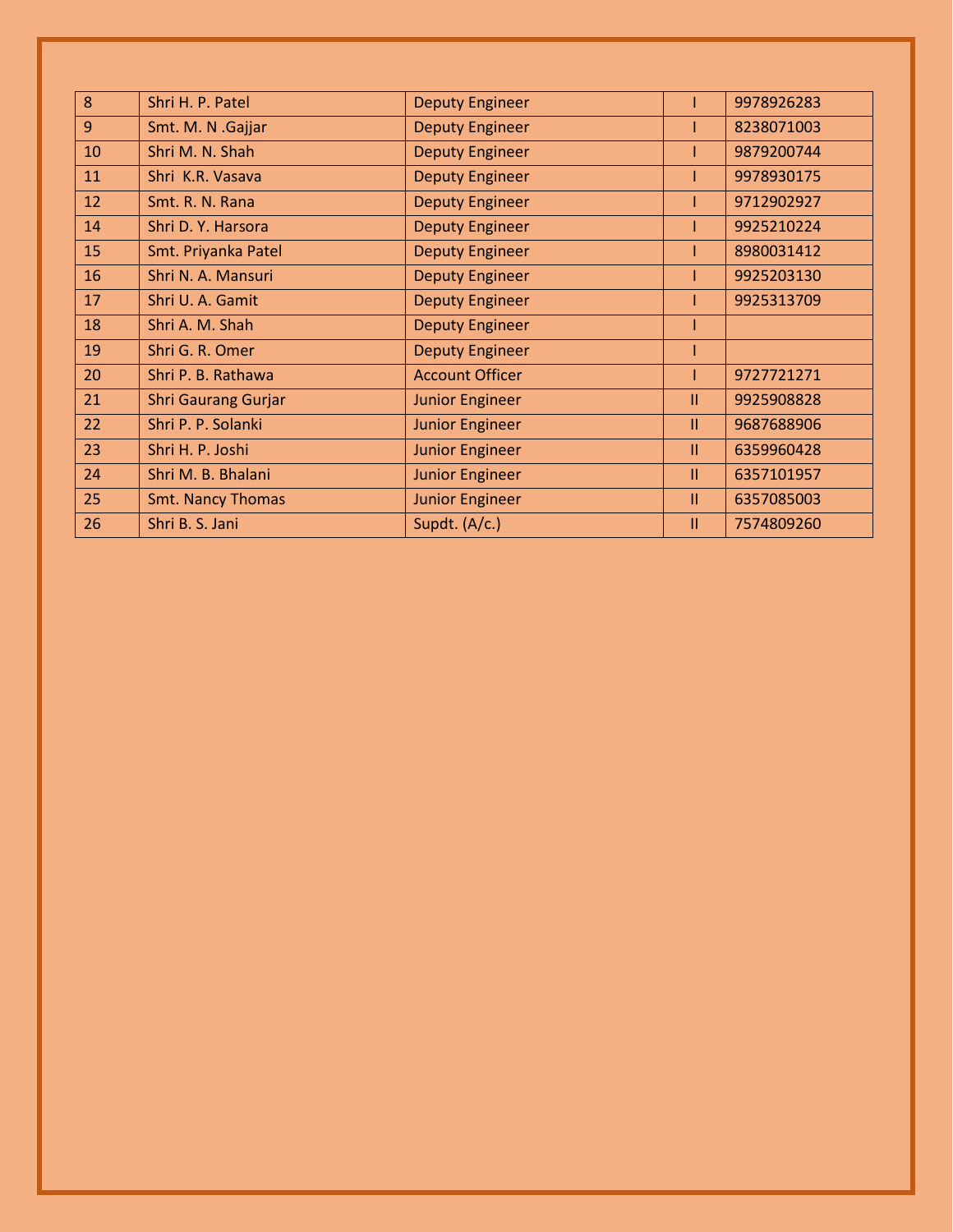| | | | | |
|---|---|---|---|---|
| 8 | Shri H. P. Patel | Deputy Engineer | I | 9978926283 |
| 9 | Smt. M. N .Gajjar | Deputy Engineer | I | 8238071003 |
| 10 | Shri M. N. Shah | Deputy Engineer | I | 9879200744 |
| 11 | Shri K.R. Vasava | Deputy Engineer | I | 9978930175 |
| 12 | Smt. R. N. Rana | Deputy Engineer | I | 9712902927 |
| 14 | Shri D. Y. Harsora | Deputy Engineer | I | 9925210224 |
| 15 | Smt. Priyanka Patel | Deputy Engineer | I | 8980031412 |
| 16 | Shri N. A. Mansuri | Deputy Engineer | I | 9925203130 |
| 17 | Shri U. A. Gamit | Deputy Engineer | I | 9925313709 |
| 18 | Shri A. M. Shah | Deputy Engineer | I | |
| 19 | Shri G. R. Omer | Deputy Engineer | I | |
| 20 | Shri P. B. Rathawa | Account Officer | I | 9727721271 |
| 21 | Shri Gaurang Gurjar | Junior Engineer | II | 9925908828 |
| 22 | Shri P. P. Solanki | Junior Engineer | II | 9687688906 |
| 23 | Shri H. P. Joshi | Junior Engineer | II | 6359960428 |
| 24 | Shri M. B. Bhalani | Junior Engineer | II | 6357101957 |
| 25 | Smt. Nancy Thomas | Junior Engineer | II | 6357085003 |
| 26 | Shri B. S. Jani | Supdt. (A/c.) | II | 7574809260 |